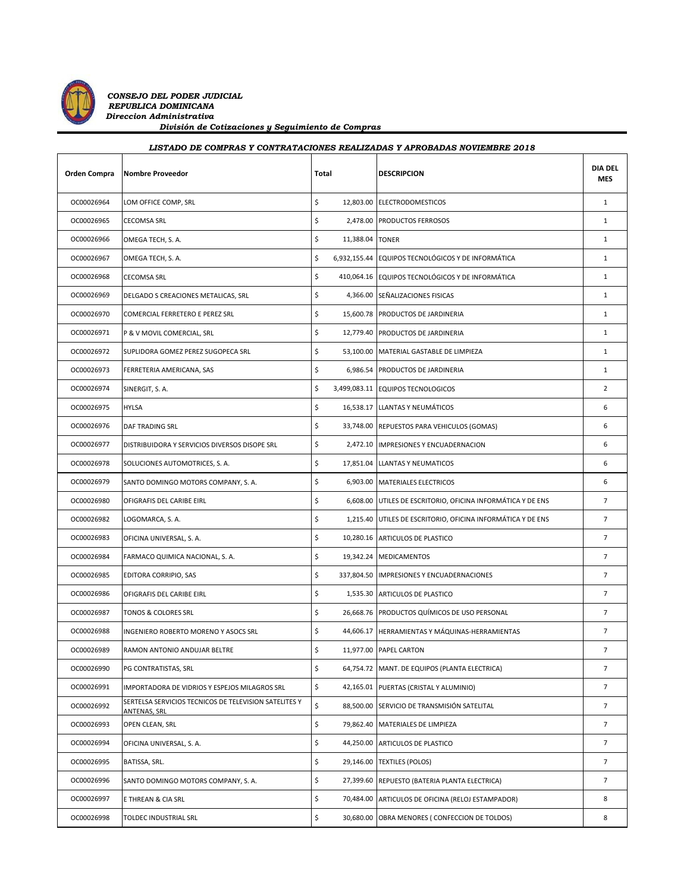***CONSEJO DEL PODER JUDICIAL***
***REPUBLICA DOMINICANA***
***Direccion Administrativa***
***División de Cotizaciones y Seguimiento de Compras***

***LISTADO DE COMPRAS Y CONTRATACIONES REALIZADAS Y APROBADAS NOVIEMBRE 2018***

| Orden Compra | Nombre Proveedor | Total | DESCRIPCION | DIA DEL MES |
|---|---|---|---|---|
| OC00026964 | LOM OFFICE COMP, SRL | $ 12,803.00 | ELECTRODOMESTICOS | 1 |
| OC00026965 | CECOMSA SRL | $ 2,478.00 | PRODUCTOS FERROSOS | 1 |
| OC00026966 | OMEGA TECH, S. A. | $ 11,388.04 | TONER | 1 |
| OC00026967 | OMEGA TECH, S. A. | $ 6,932,155.44 | EQUIPOS TECNOLÓGICOS Y DE INFORMÁTICA | 1 |
| OC00026968 | CECOMSA SRL | $ 410,064.16 | EQUIPOS TECNOLÓGICOS Y DE INFORMÁTICA | 1 |
| OC00026969 | DELGADO S CREACIONES METALICAS, SRL | $ 4,366.00 | SEÑALIZACIONES FISICAS | 1 |
| OC00026970 | COMERCIAL FERRETERO E PEREZ SRL | $ 15,600.78 | PRODUCTOS DE JARDINERIA | 1 |
| OC00026971 | P & V MOVIL COMERCIAL, SRL | $ 12,779.40 | PRODUCTOS DE JARDINERIA | 1 |
| OC00026972 | SUPLIDORA GOMEZ PEREZ SUGOPECA SRL | $ 53,100.00 | MATERIAL GASTABLE DE LIMPIEZA | 1 |
| OC00026973 | FERRETERIA AMERICANA, SAS | $ 6,986.54 | PRODUCTOS DE JARDINERIA | 1 |
| OC00026974 | SINERGIT, S. A. | $ 3,499,083.11 | EQUIPOS TECNOLOGICOS | 2 |
| OC00026975 | HYLSA | $ 16,538.17 | LLANTAS Y NEUMÁTICOS | 6 |
| OC00026976 | DAF TRADING SRL | $ 33,748.00 | REPUESTOS PARA VEHICULOS (GOMAS) | 6 |
| OC00026977 | DISTRIBUIDORA Y SERVICIOS DIVERSOS DISOPE SRL | $ 2,472.10 | IMPRESIONES Y ENCUADERNACION | 6 |
| OC00026978 | SOLUCIONES AUTOMOTRICES, S. A. | $ 17,851.04 | LLANTAS Y NEUMATICOS | 6 |
| OC00026979 | SANTO DOMINGO MOTORS COMPANY, S. A. | $ 6,903.00 | MATERIALES ELECTRICOS | 6 |
| OC00026980 | OFIGRAFIS DEL CARIBE EIRL | $ 6,608.00 | UTILES DE ESCRITORIO, OFICINA INFORMÁTICA Y DE ENS | 7 |
| OC00026982 | LOGOMARCA, S. A. | $ 1,215.40 | UTILES DE ESCRITORIO, OFICINA INFORMÁTICA Y DE ENS | 7 |
| OC00026983 | OFICINA UNIVERSAL, S. A. | $ 10,280.16 | ARTICULOS DE PLASTICO | 7 |
| OC00026984 | FARMACO QUIMICA NACIONAL, S. A. | $ 19,342.24 | MEDICAMENTOS | 7 |
| OC00026985 | EDITORA CORRIPIO, SAS | $ 337,804.50 | IMPRESIONES Y ENCUADERNACIONES | 7 |
| OC00026986 | OFIGRAFIS DEL CARIBE EIRL | $ 1,535.30 | ARTICULOS DE PLASTICO | 7 |
| OC00026987 | TONOS & COLORES SRL | $ 26,668.76 | PRODUCTOS QUÍMICOS DE USO PERSONAL | 7 |
| OC00026988 | INGENIERO ROBERTO MORENO Y ASOCS SRL | $ 44,606.17 | HERRAMIENTAS Y MÁQUINAS-HERRAMIENTAS | 7 |
| OC00026989 | RAMON ANTONIO ANDUJAR BELTRE | $ 11,977.00 | PAPEL CARTON | 7 |
| OC00026990 | PG CONTRATISTAS, SRL | $ 64,754.72 | MANT. DE EQUIPOS (PLANTA ELECTRICA) | 7 |
| OC00026991 | IMPORTADORA DE VIDRIOS Y ESPEJOS MILAGROS SRL | $ 42,165.01 | PUERTAS (CRISTAL Y ALUMINIO) | 7 |
| OC00026992 | SERTELSA SERVICIOS TECNICOS DE TELEVISION SATELITES Y ANTENAS, SRL | $ 88,500.00 | SERVICIO DE TRANSMISIÓN SATELITAL | 7 |
| OC00026993 | OPEN CLEAN, SRL | $ 79,862.40 | MATERIALES DE LIMPIEZA | 7 |
| OC00026994 | OFICINA UNIVERSAL, S. A. | $ 44,250.00 | ARTICULOS DE PLASTICO | 7 |
| OC00026995 | BATISSA, SRL. | $ 29,146.00 | TEXTILES (POLOS) | 7 |
| OC00026996 | SANTO DOMINGO MOTORS COMPANY, S. A. | $ 27,399.60 | REPUESTO (BATERIA PLANTA ELECTRICA) | 7 |
| OC00026997 | E THREAN & CIA SRL | $ 70,484.00 | ARTICULOS DE OFICINA (RELOJ ESTAMPADOR) | 8 |
| OC00026998 | TOLDEC INDUSTRIAL SRL | $ 30,680.00 | OBRA MENORES ( CONFECCION DE TOLDOS) | 8 |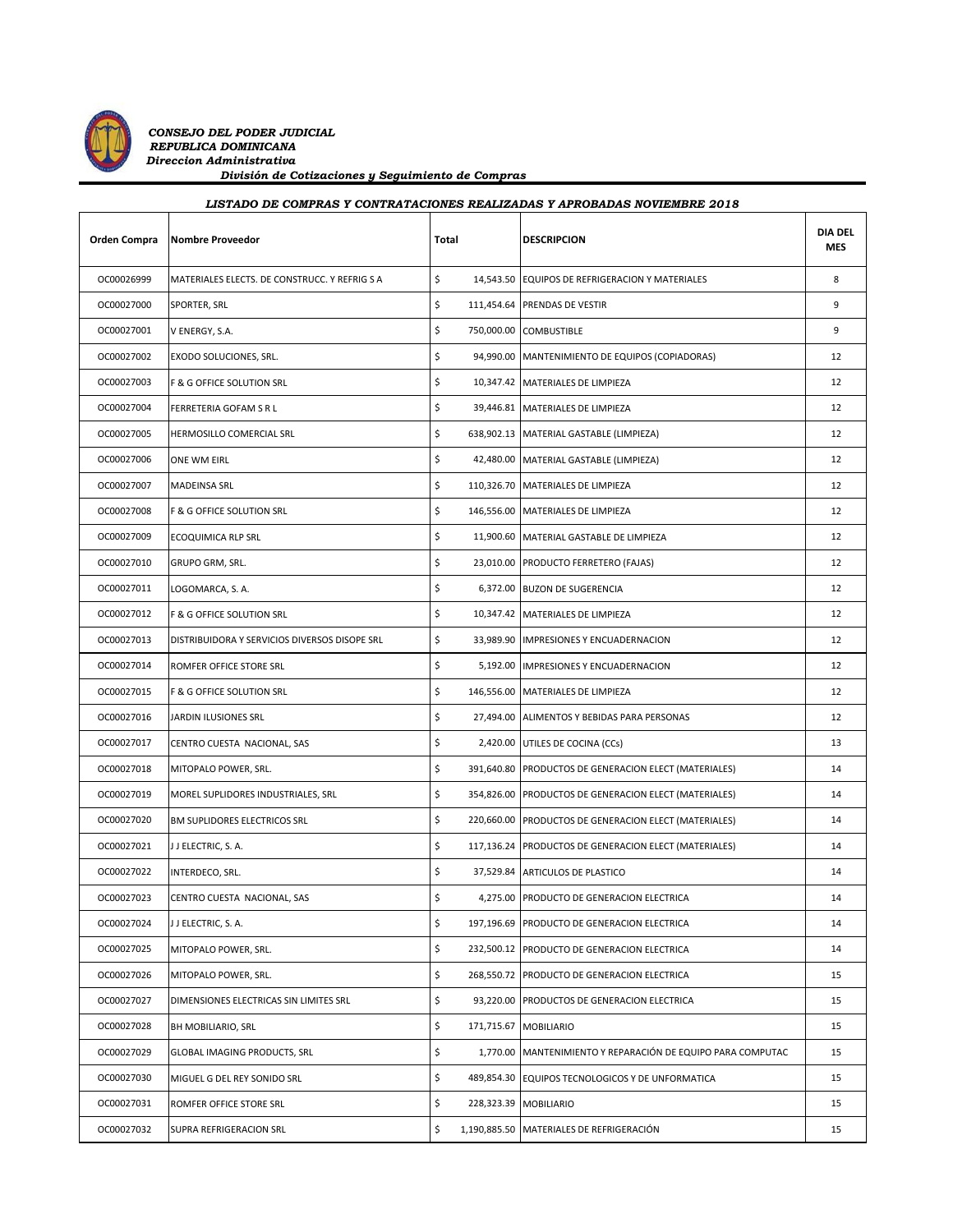*CONSEJO DEL PODER JUDICIAL*
*REPUBLICA DOMINICANA*
*Direccion Administrativa*
*División de Cotizaciones y Seguimiento de Compras*

**LISTADO DE COMPRAS Y CONTRATACIONES REALIZADAS Y APROBADAS NOVIEMBRE 2018**

| Orden Compra | Nombre Proveedor | Total | DESCRIPCION | DIA DEL MES |
|---|---|---|---|---|
| OC00026999 | MATERIALES ELECTS. DE CONSTRUCC. Y REFRIG S A | $ 14,543.50 | EQUIPOS DE REFRIGERACION Y MATERIALES | 8 |
| OC00027000 | SPORTER, SRL | $ 111,454.64 | PRENDAS DE VESTIR | 9 |
| OC00027001 | V ENERGY, S.A. | $ 750,000.00 | COMBUSTIBLE | 9 |
| OC00027002 | EXODO SOLUCIONES, SRL. | $ 94,990.00 | MANTENIMIENTO DE EQUIPOS (COPIADORAS) | 12 |
| OC00027003 | F & G OFFICE SOLUTION SRL | $ 10,347.42 | MATERIALES DE LIMPIEZA | 12 |
| OC00027004 | FERRETERIA GOFAM S R L | $ 39,446.81 | MATERIALES DE LIMPIEZA | 12 |
| OC00027005 | HERMOSILLO COMERCIAL SRL | $ 638,902.13 | MATERIAL GASTABLE (LIMPIEZA) | 12 |
| OC00027006 | ONE WM EIRL | $ 42,480.00 | MATERIAL GASTABLE (LIMPIEZA) | 12 |
| OC00027007 | MADEINSA SRL | $ 110,326.70 | MATERIALES DE LIMPIEZA | 12 |
| OC00027008 | F & G OFFICE SOLUTION SRL | $ 146,556.00 | MATERIALES DE LIMPIEZA | 12 |
| OC00027009 | ECOQUIMICA RLP SRL | $ 11,900.60 | MATERIAL GASTABLE DE LIMPIEZA | 12 |
| OC00027010 | GRUPO GRM, SRL. | $ 23,010.00 | PRODUCTO FERRETERO (FAJAS) | 12 |
| OC00027011 | LOGOMARCA, S. A. | $ 6,372.00 | BUZON DE SUGERENCIA | 12 |
| OC00027012 | F & G OFFICE SOLUTION SRL | $ 10,347.42 | MATERIALES DE LIMPIEZA | 12 |
| OC00027013 | DISTRIBUIDORA Y SERVICIOS DIVERSOS DISOPE SRL | $ 33,989.90 | IMPRESIONES Y ENCUADERNACION | 12 |
| OC00027014 | ROMFER OFFICE STORE SRL | $ 5,192.00 | IMPRESIONES Y ENCUADERNACION | 12 |
| OC00027015 | F & G OFFICE SOLUTION SRL | $ 146,556.00 | MATERIALES DE LIMPIEZA | 12 |
| OC00027016 | JARDIN ILUSIONES SRL | $ 27,494.00 | ALIMENTOS Y BEBIDAS PARA PERSONAS | 12 |
| OC00027017 | CENTRO CUESTA NACIONAL, SAS | $ 2,420.00 | UTILES DE COCINA (CCs) | 13 |
| OC00027018 | MITOPALO POWER, SRL. | $ 391,640.80 | PRODUCTOS DE GENERACION ELECT (MATERIALES) | 14 |
| OC00027019 | MOREL SUPLIDORES INDUSTRIALES, SRL | $ 354,826.00 | PRODUCTOS DE GENERACION ELECT (MATERIALES) | 14 |
| OC00027020 | BM SUPLIDORES ELECTRICOS SRL | $ 220,660.00 | PRODUCTOS DE GENERACION ELECT (MATERIALES) | 14 |
| OC00027021 | J J ELECTRIC, S. A. | $ 117,136.24 | PRODUCTOS DE GENERACION ELECT (MATERIALES) | 14 |
| OC00027022 | INTERDECO, SRL. | $ 37,529.84 | ARTICULOS DE PLASTICO | 14 |
| OC00027023 | CENTRO CUESTA NACIONAL, SAS | $ 4,275.00 | PRODUCTO DE GENERACION ELECTRICA | 14 |
| OC00027024 | J J ELECTRIC, S. A. | $ 197,196.69 | PRODUCTO DE GENERACION ELECTRICA | 14 |
| OC00027025 | MITOPALO POWER, SRL. | $ 232,500.12 | PRODUCTO DE GENERACION ELECTRICA | 14 |
| OC00027026 | MITOPALO POWER, SRL. | $ 268,550.72 | PRODUCTO DE GENERACION ELECTRICA | 15 |
| OC00027027 | DIMENSIONES ELECTRICAS SIN LIMITES SRL | $ 93,220.00 | PRODUCTOS DE GENERACION ELECTRICA | 15 |
| OC00027028 | BH MOBILIARIO, SRL | $ 171,715.67 | MOBILIARIO | 15 |
| OC00027029 | GLOBAL IMAGING PRODUCTS, SRL | $ 1,770.00 | MANTENIMIENTO Y REPARACIÓN DE EQUIPO PARA COMPUTAC | 15 |
| OC00027030 | MIGUEL G DEL REY SONIDO SRL | $ 489,854.30 | EQUIPOS TECNOLOGICOS Y DE UNFORMATICA | 15 |
| OC00027031 | ROMFER OFFICE STORE SRL | $ 228,323.39 | MOBILIARIO | 15 |
| OC00027032 | SUPRA REFRIGERACION SRL | $ 1,190,885.50 | MATERIALES DE REFRIGERACIÓN | 15 |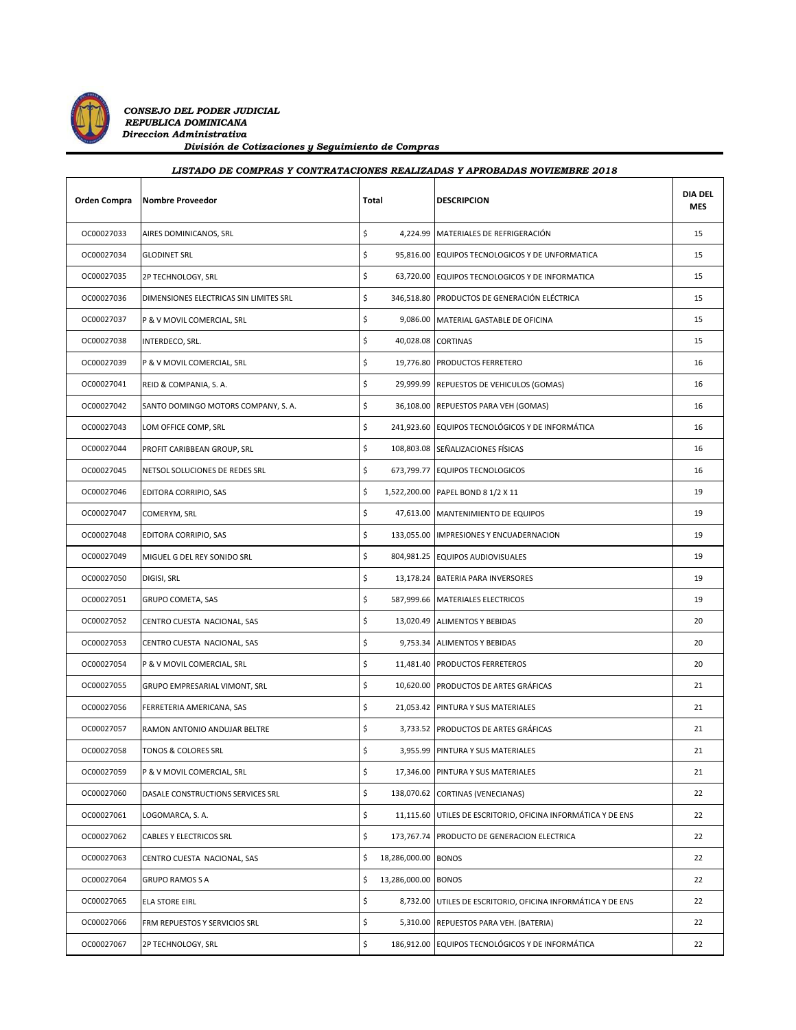*CONSEJO DEL PODER JUDICIAL*
*REPUBLICA DOMINICANA*
*Direccion Administrativa*
*División de Cotizaciones y Seguimiento de Compras*

***LISTADO DE COMPRAS Y CONTRATACIONES REALIZADAS Y APROBADAS NOVIEMBRE 2018***

| Orden Compra | Nombre Proveedor | Total | DESCRIPCION | DIA DEL MES |
|---|---|---|---|---|
| OC00027033 | AIRES DOMINICANOS, SRL | $ 4,224.99 | MATERIALES DE REFRIGERACIÓN | 15 |
| OC00027034 | GLODINET SRL | $ 95,816.00 | EQUIPOS TECNOLOGICOS Y DE UNFORMATICA | 15 |
| OC00027035 | 2P TECHNOLOGY, SRL | $ 63,720.00 | EQUIPOS TECNOLOGICOS Y DE INFORMATICA | 15 |
| OC00027036 | DIMENSIONES ELECTRICAS SIN LIMITES SRL | $ 346,518.80 | PRODUCTOS DE GENERACIÓN ELÉCTRICA | 15 |
| OC00027037 | P & V MOVIL COMERCIAL, SRL | $ 9,086.00 | MATERIAL GASTABLE DE OFICINA | 15 |
| OC00027038 | INTERDECO, SRL. | $ 40,028.08 | CORTINAS | 15 |
| OC00027039 | P & V MOVIL COMERCIAL, SRL | $ 19,776.80 | PRODUCTOS FERRETERO | 16 |
| OC00027041 | REID & COMPANIA, S. A. | $ 29,999.99 | REPUESTOS DE VEHICULOS (GOMAS) | 16 |
| OC00027042 | SANTO DOMINGO MOTORS COMPANY, S. A. | $ 36,108.00 | REPUESTOS PARA VEH (GOMAS) | 16 |
| OC00027043 | LOM OFFICE COMP, SRL | $ 241,923.60 | EQUIPOS TECNOLÓGICOS Y DE INFORMÁTICA | 16 |
| OC00027044 | PROFIT CARIBBEAN GROUP, SRL | $ 108,803.08 | SEÑALIZACIONES FÍSICAS | 16 |
| OC00027045 | NETSOL SOLUCIONES DE REDES SRL | $ 673,799.77 | EQUIPOS TECNOLOGICOS | 16 |
| OC00027046 | EDITORA CORRIPIO, SAS | $ 1,522,200.00 | PAPEL BOND 8 1/2 X 11 | 19 |
| OC00027047 | COMERYM, SRL | $ 47,613.00 | MANTENIMIENTO DE EQUIPOS | 19 |
| OC00027048 | EDITORA CORRIPIO, SAS | $ 133,055.00 | IMPRESIONES Y ENCUADERNACION | 19 |
| OC00027049 | MIGUEL G DEL REY SONIDO SRL | $ 804,981.25 | EQUIPOS AUDIOVISUALES | 19 |
| OC00027050 | DIGISI, SRL | $ 13,178.24 | BATERIA PARA INVERSORES | 19 |
| OC00027051 | GRUPO COMETA, SAS | $ 587,999.66 | MATERIALES ELECTRICOS | 19 |
| OC00027052 | CENTRO CUESTA NACIONAL, SAS | $ 13,020.49 | ALIMENTOS Y BEBIDAS | 20 |
| OC00027053 | CENTRO CUESTA NACIONAL, SAS | $ 9,753.34 | ALIMENTOS Y BEBIDAS | 20 |
| OC00027054 | P & V MOVIL COMERCIAL, SRL | $ 11,481.40 | PRODUCTOS FERRETEROS | 20 |
| OC00027055 | GRUPO EMPRESARIAL VIMONT, SRL | $ 10,620.00 | PRODUCTOS DE ARTES GRÁFICAS | 21 |
| OC00027056 | FERRETERIA AMERICANA, SAS | $ 21,053.42 | PINTURA Y SUS MATERIALES | 21 |
| OC00027057 | RAMON ANTONIO ANDUJAR BELTRE | $ 3,733.52 | PRODUCTOS DE ARTES GRÁFICAS | 21 |
| OC00027058 | TONOS & COLORES SRL | $ 3,955.99 | PINTURA Y SUS MATERIALES | 21 |
| OC00027059 | P & V MOVIL COMERCIAL, SRL | $ 17,346.00 | PINTURA Y SUS MATERIALES | 21 |
| OC00027060 | DASALE CONSTRUCTIONS SERVICES SRL | $ 138,070.62 | CORTINAS (VENECIANAS) | 22 |
| OC00027061 | LOGOMARCA, S. A. | $ 11,115.60 | UTILES DE ESCRITORIO, OFICINA INFORMÁTICA Y DE ENS | 22 |
| OC00027062 | CABLES Y ELECTRICOS SRL | $ 173,767.74 | PRODUCTO DE GENERACION ELECTRICA | 22 |
| OC00027063 | CENTRO CUESTA NACIONAL, SAS | $ 18,286,000.00 | BONOS | 22 |
| OC00027064 | GRUPO RAMOS S A | $ 13,286,000.00 | BONOS | 22 |
| OC00027065 | ELA STORE EIRL | $ 8,732.00 | UTILES DE ESCRITORIO, OFICINA INFORMÁTICA Y DE ENS | 22 |
| OC00027066 | FRM REPUESTOS Y SERVICIOS SRL | $ 5,310.00 | REPUESTOS PARA VEH. (BATERIA) | 22 |
| OC00027067 | 2P TECHNOLOGY, SRL | $ 186,912.00 | EQUIPOS TECNOLÓGICOS Y DE INFORMÁTICA | 22 |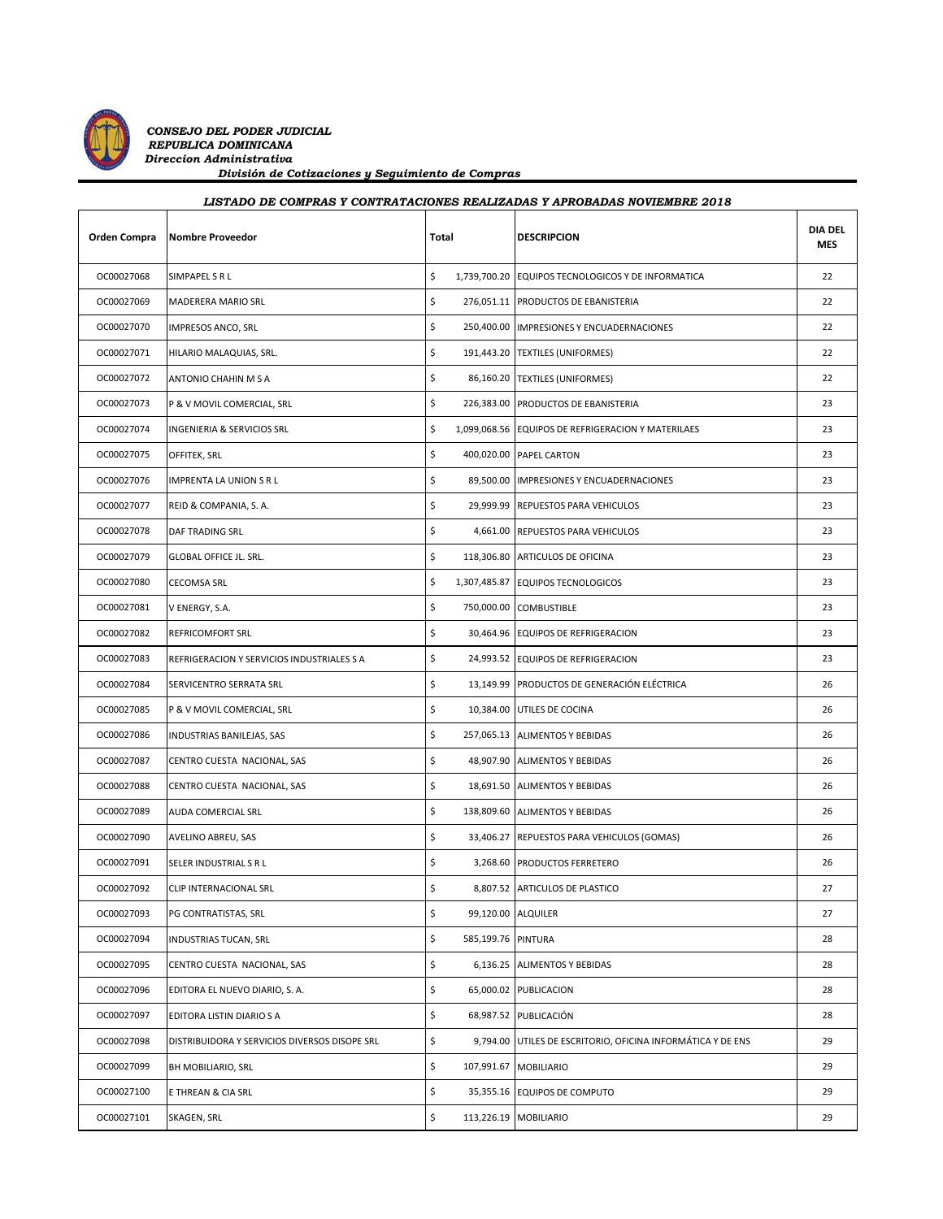*CONSEJO DEL PODER JUDICIAL*
*REPUBLICA DOMINICANA*
*Direccion Administrativa*
*División de Cotizaciones y Seguimiento de Compras*

***LISTADO DE COMPRAS Y CONTRATACIONES REALIZADAS Y APROBADAS NOVIEMBRE 2018***

| Orden Compra | Nombre Proveedor | Total | DESCRIPCION | DIA DEL MES |
|---|---|---|---|---|
| OC00027068 | SIMPAPEL S R L | $ 1,739,700.20 | EQUIPOS TECNOLOGICOS Y DE INFORMATICA | 22 |
| OC00027069 | MADERERA MARIO SRL | $ 276,051.11 | PRODUCTOS DE EBANISTERIA | 22 |
| OC00027070 | IMPRESOS ANCO, SRL | $ 250,400.00 | IMPRESIONES Y ENCUADERNACIONES | 22 |
| OC00027071 | HILARIO MALAQUIAS, SRL. | $ 191,443.20 | TEXTILES (UNIFORMES) | 22 |
| OC00027072 | ANTONIO CHAHIN M S A | $ 86,160.20 | TEXTILES (UNIFORMES) | 22 |
| OC00027073 | P & V MOVIL COMERCIAL, SRL | $ 226,383.00 | PRODUCTOS DE EBANISTERIA | 23 |
| OC00027074 | INGENIERIA & SERVICIOS SRL | $ 1,099,068.56 | EQUIPOS DE REFRIGERACION Y MATERILAES | 23 |
| OC00027075 | OFFITEK, SRL | $ 400,020.00 | PAPEL CARTON | 23 |
| OC00027076 | IMPRENTA LA UNION S R L | $ 89,500.00 | IMPRESIONES Y ENCUADERNACIONES | 23 |
| OC00027077 | REID & COMPANIA, S. A. | $ 29,999.99 | REPUESTOS PARA VEHICULOS | 23 |
| OC00027078 | DAF TRADING SRL | $ 4,661.00 | REPUESTOS PARA VEHICULOS | 23 |
| OC00027079 | GLOBAL OFFICE JL. SRL. | $ 118,306.80 | ARTICULOS DE OFICINA | 23 |
| OC00027080 | CECOMSA SRL | $ 1,307,485.87 | EQUIPOS TECNOLOGICOS | 23 |
| OC00027081 | V ENERGY, S.A. | $ 750,000.00 | COMBUSTIBLE | 23 |
| OC00027082 | REFRICOMFORT SRL | $ 30,464.96 | EQUIPOS DE REFRIGERACION | 23 |
| OC00027083 | REFRIGERACION Y SERVICIOS INDUSTRIALES S A | $ 24,993.52 | EQUIPOS DE REFRIGERACION | 23 |
| OC00027084 | SERVICENTRO SERRATA SRL | $ 13,149.99 | PRODUCTOS DE GENERACIÓN ELÉCTRICA | 26 |
| OC00027085 | P & V MOVIL COMERCIAL, SRL | $ 10,384.00 | UTILES DE COCINA | 26 |
| OC00027086 | INDUSTRIAS BANILEJAS, SAS | $ 257,065.13 | ALIMENTOS Y BEBIDAS | 26 |
| OC00027087 | CENTRO CUESTA NACIONAL, SAS | $ 48,907.90 | ALIMENTOS Y BEBIDAS | 26 |
| OC00027088 | CENTRO CUESTA NACIONAL, SAS | $ 18,691.50 | ALIMENTOS Y BEBIDAS | 26 |
| OC00027089 | AUDA COMERCIAL SRL | $ 138,809.60 | ALIMENTOS Y BEBIDAS | 26 |
| OC00027090 | AVELINO ABREU, SAS | $ 33,406.27 | REPUESTOS PARA VEHICULOS (GOMAS) | 26 |
| OC00027091 | SELER INDUSTRIAL S R L | $ 3,268.60 | PRODUCTOS FERRETERO | 26 |
| OC00027092 | CLIP INTERNACIONAL SRL | $ 8,807.52 | ARTICULOS DE PLASTICO | 27 |
| OC00027093 | PG CONTRATISTAS, SRL | $ 99,120.00 | ALQUILER | 27 |
| OC00027094 | INDUSTRIAS TUCAN, SRL | $ 585,199.76 | PINTURA | 28 |
| OC00027095 | CENTRO CUESTA NACIONAL, SAS | $ 6,136.25 | ALIMENTOS Y BEBIDAS | 28 |
| OC00027096 | EDITORA EL NUEVO DIARIO, S. A. | $ 65,000.02 | PUBLICACION | 28 |
| OC00027097 | EDITORA LISTIN DIARIO S A | $ 68,987.52 | PUBLICACIÓN | 28 |
| OC00027098 | DISTRIBUIDORA Y SERVICIOS DIVERSOS DISOPE SRL | $ 9,794.00 | UTILES DE ESCRITORIO, OFICINA INFORMÁTICA Y DE ENS | 29 |
| OC00027099 | BH MOBILIARIO, SRL | $ 107,991.67 | MOBILIARIO | 29 |
| OC00027100 | E THREAN & CIA SRL | $ 35,355.16 | EQUIPOS DE COMPUTO | 29 |
| OC00027101 | SKAGEN, SRL | $ 113,226.19 | MOBILIARIO | 29 |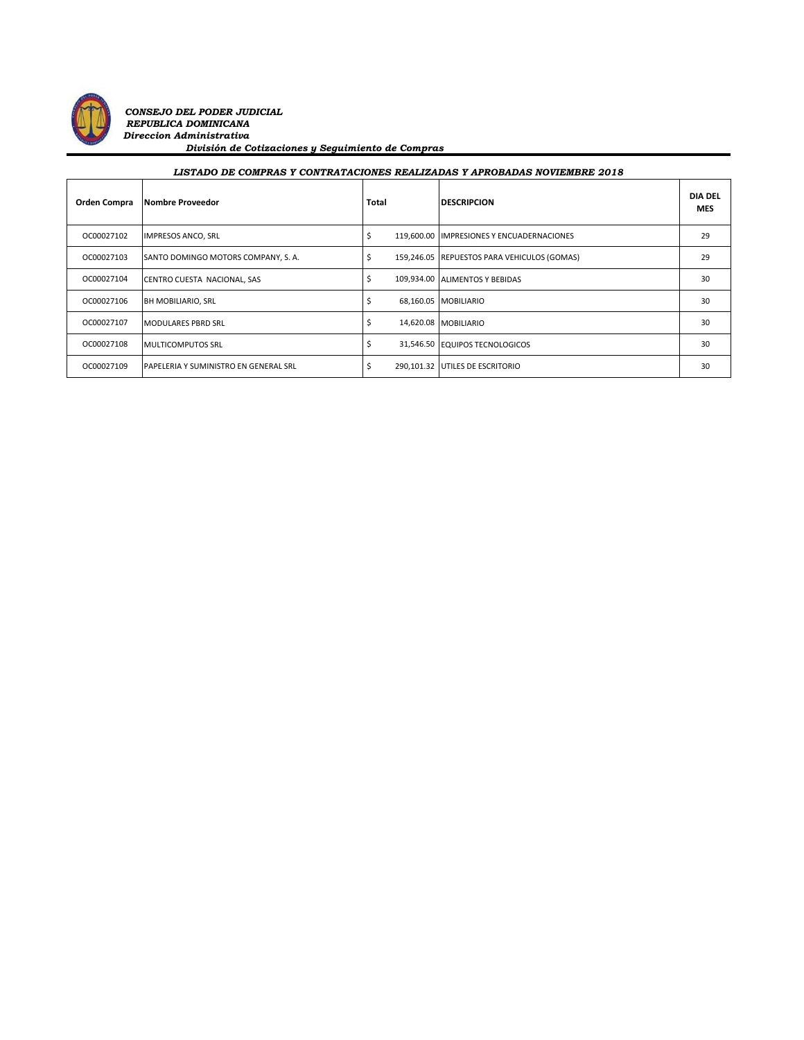*CONSEJO DEL PODER JUDICIAL*
*REPUBLICA DOMINICANA*
*Direccion Administrativa*
*División de Cotizaciones y Seguimiento de Compras*

***LISTADO DE COMPRAS Y CONTRATACIONES REALIZADAS Y APROBADAS NOVIEMBRE 2018***

| Orden Compra | Nombre Proveedor | Total | DESCRIPCION | DIA DEL MES |
|---|---|---|---|---|
| OC00027102 | IMPRESOS ANCO, SRL | $ 119,600.00 | IMPRESIONES Y ENCUADERNACIONES | 29 |
| OC00027103 | SANTO DOMINGO MOTORS COMPANY, S. A. | $ 159,246.05 | REPUESTOS PARA VEHICULOS (GOMAS) | 29 |
| OC00027104 | CENTRO CUESTA NACIONAL, SAS | $ 109,934.00 | ALIMENTOS Y BEBIDAS | 30 |
| OC00027106 | BH MOBILIARIO, SRL | $ 68,160.05 | MOBILIARIO | 30 |
| OC00027107 | MODULARES PBRD SRL | $ 14,620.08 | MOBILIARIO | 30 |
| OC00027108 | MULTICOMPUTOS SRL | $ 31,546.50 | EQUIPOS TECNOLOGICOS | 30 |
| OC00027109 | PAPELERIA Y SUMINISTRO EN GENERAL SRL | $ 290,101.32 | UTILES DE ESCRITORIO | 30 |